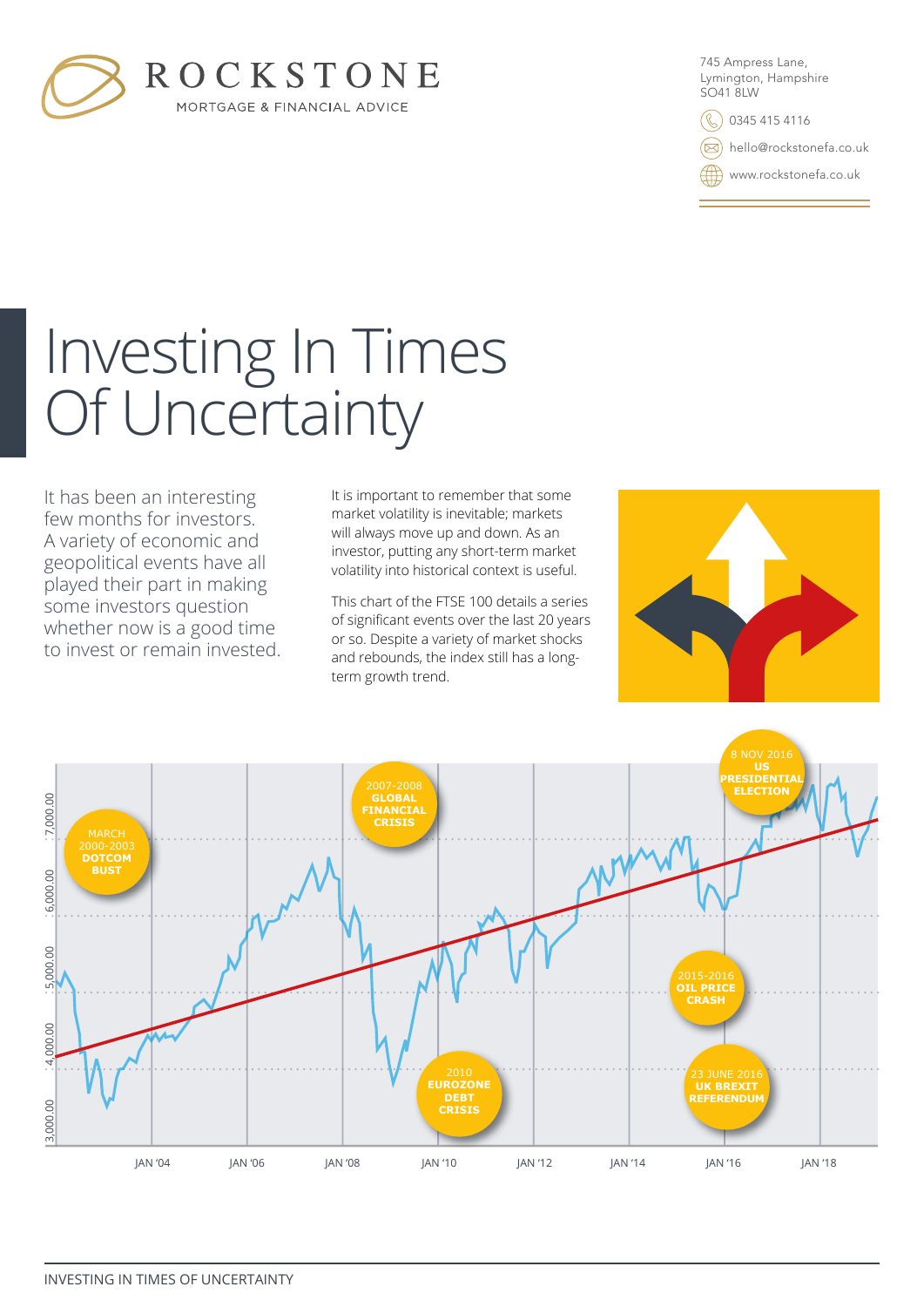ROCKSTONE

MORTGAGE & FINANCIAL ADVICE

745 Ampress Lane,
Lymington, Hampshire
SO41 8LW

0345 415 4116

hello@rockstonefa.co.uk

www.rockstonefa.co.uk

# Investing In Times Of Uncertainty

It has been an interesting few months for investors. A variety of economic and geopolitical events have all played their part in making some investors question whether now is a good time to invest or remain invested.

It is important to remember that some market volatility is inevitable; markets will always move up and down. As an investor, putting any short-term market volatility into historical context is useful.

This chart of the FTSE 100 details a series of significant events over the last 20 years or so. Despite a variety of market shocks and rebounds, the index still has a long-term growth trend.

MARCH 2000-2003 **DOTCOM BUST**

2007-2008 **GLOBAL FINANCIAL CRISIS**

2010 **EUROZONE DEBT CRISIS**

2015-2016 **OIL PRICE CRASH**

23 JUNE 2016 **UK BREXIT REFERENDUM**

8 NOV 2016 **US PRESIDENTIAL ELECTION**

3,000.00 · 4,000.00 · 5,000.00 · 6,000.00 · 7,000.00

JAN '04 · JAN '06 · JAN '08 · JAN '10 · JAN '12 · JAN '14 · JAN '16 · JAN '18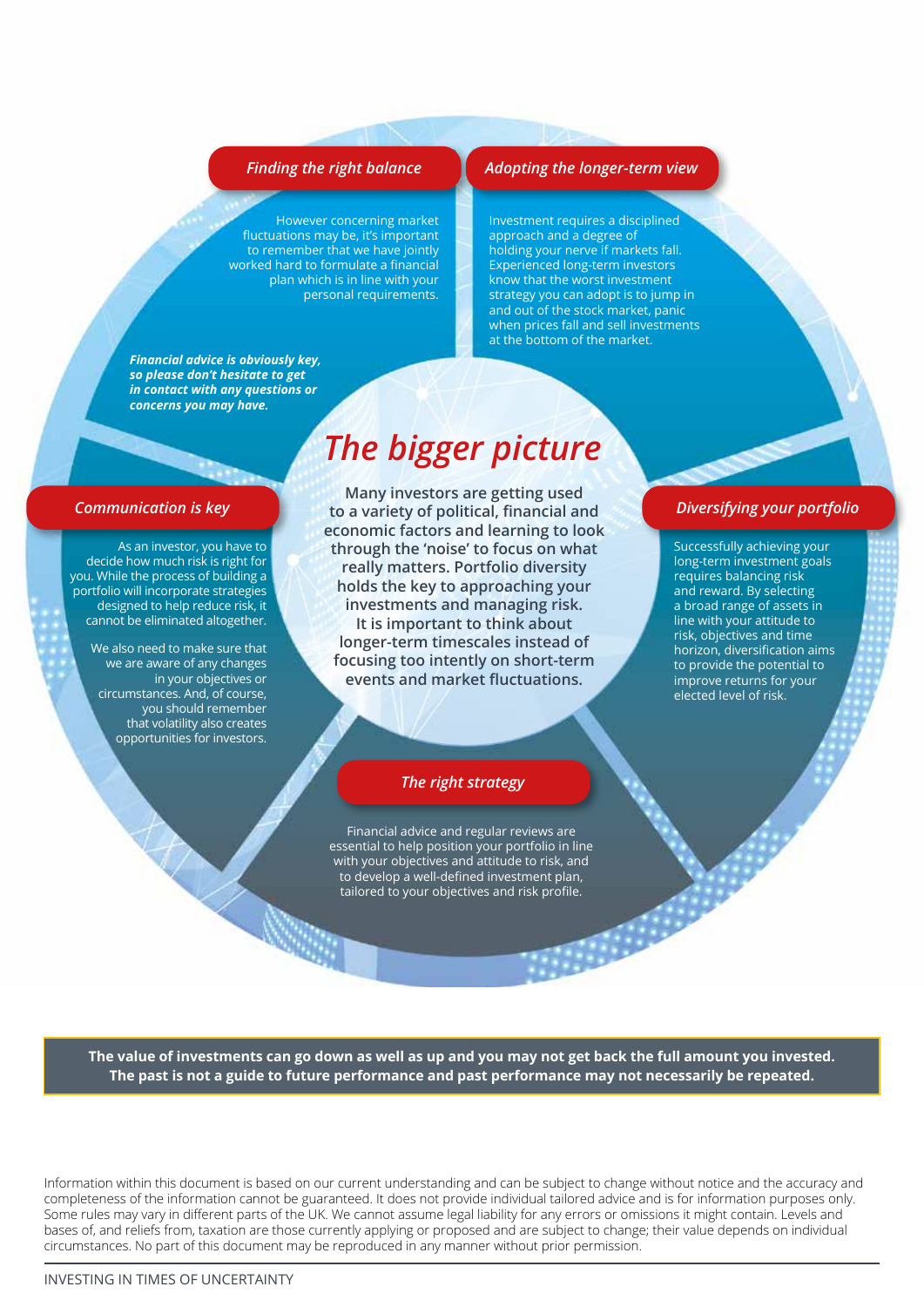## Finding the right balance

However concerning market fluctuations may be, it's important to remember that we have jointly worked hard to formulate a financial plan which is in line with your personal requirements.

***Financial advice is obviously key, so please don't hesitate to get in contact with any questions or concerns you may have.***

## Adopting the longer-term view

Investment requires a disciplined approach and a degree of holding your nerve if markets fall. Experienced long-term investors know that the worst investment strategy you can adopt is to jump in and out of the stock market, panic when prices fall and sell investments at the bottom of the market.

# The bigger picture

**Many investors are getting used to a variety of political, financial and economic factors and learning to look through the 'noise' to focus on what really matters. Portfolio diversity holds the key to approaching your investments and managing risk. It is important to think about longer-term timescales instead of focusing too intently on short-term events and market fluctuations.**

## Communication is key

As an investor, you have to decide how much risk is right for you. While the process of building a portfolio will incorporate strategies designed to help reduce risk, it cannot be eliminated altogether.

We also need to make sure that we are aware of any changes in your objectives or circumstances. And, of course, you should remember that volatility also creates opportunities for investors.

## Diversifying your portfolio

Successfully achieving your long-term investment goals requires balancing risk and reward. By selecting a broad range of assets in line with your attitude to risk, objectives and time horizon, diversification aims to provide the potential to improve returns for your elected level of risk.

## The right strategy

Financial advice and regular reviews are essential to help position your portfolio in line with your objectives and attitude to risk, and to develop a well-defined investment plan, tailored to your objectives and risk profile.

**The value of investments can go down as well as up and you may not get back the full amount you invested. The past is not a guide to future performance and past performance may not necessarily be repeated.**

Information within this document is based on our current understanding and can be subject to change without notice and the accuracy and completeness of the information cannot be guaranteed. It does not provide individual tailored advice and is for information purposes only. Some rules may vary in different parts of the UK. We cannot assume legal liability for any errors or omissions it might contain. Levels and bases of, and reliefs from, taxation are those currently applying or proposed and are subject to change; their value depends on individual circumstances. No part of this document may be reproduced in any manner without prior permission.